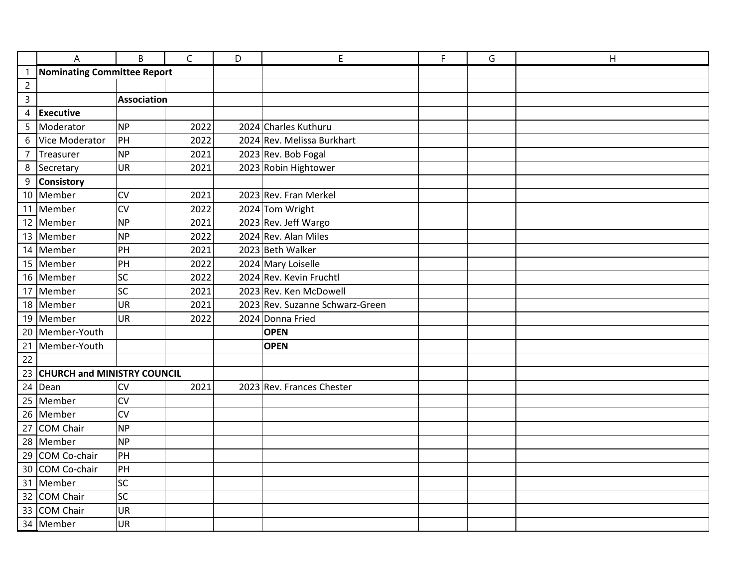| Nominating Committee Report | | | | |
|---|---|---|---|---|
| | | | | |
| | **Association** | | | |
| **Executive** | | | | |
| Moderator | NP | 2022 | 2024 | Charles Kuthuru |
| Vice Moderator | PH | 2022 | 2024 | Rev. Melissa Burkhart |
| Treasurer | NP | 2021 | 2023 | Rev. Bob Fogal |
| Secretary | UR | 2021 | 2023 | Robin Hightower |
| **Consistory** | | | | |
| Member | CV | 2021 | 2023 | Rev. Fran Merkel |
| Member | CV | 2022 | 2024 | Tom Wright |
| Member | NP | 2021 | 2023 | Rev. Jeff Wargo |
| Member | NP | 2022 | 2024 | Rev. Alan Miles |
| Member | PH | 2021 | 2023 | Beth Walker |
| Member | PH | 2022 | 2024 | Mary Loiselle |
| Member | SC | 2022 | 2024 | Rev. Kevin Fruchtl |
| Member | SC | 2021 | 2023 | Rev. Ken McDowell |
| Member | UR | 2021 | 2023 | Rev. Suzanne Schwarz-Green |
| Member | UR | 2022 | 2024 | Donna Fried |
| Member-Youth | | | | **OPEN** |
| Member-Youth | | | | **OPEN** |
| | | | | |
| **CHURCH and MINISTRY COUNCIL** | | | | |
| Dean | CV | 2021 | 2023 | Rev. Frances Chester |
| Member | CV | | | |
| Member | CV | | | |
| COM Chair | NP | | | |
| Member | NP | | | |
| COM Co-chair | PH | | | |
| COM Co-chair | PH | | | |
| Member | SC | | | |
| COM Chair | SC | | | |
| COM Chair | UR | | | |
| Member | UR | | | |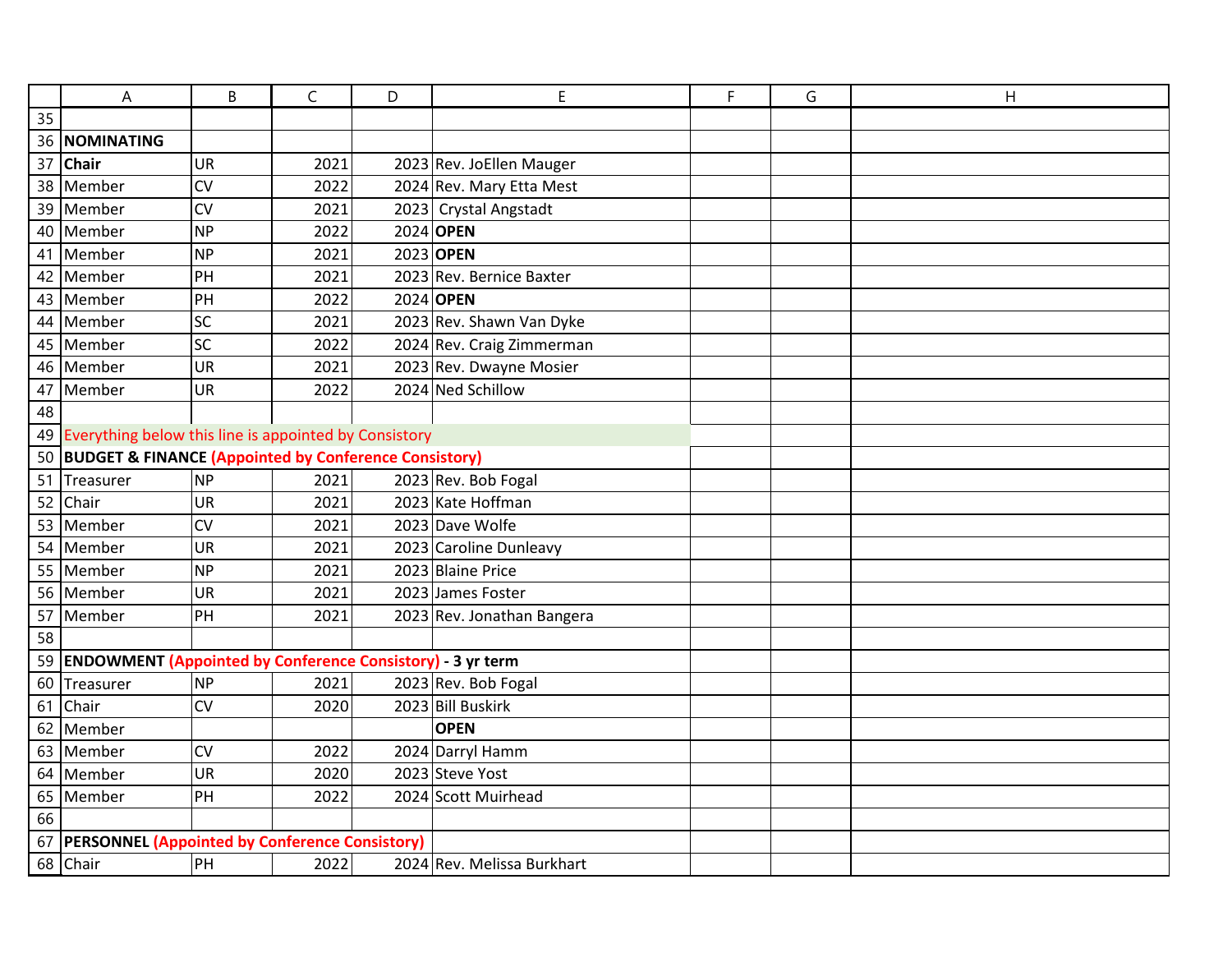| | A | B | C | D | E | F | G | H |
|---|---|---|---|---|---|---|---|---|
| 35 | | | | | | | | |
| 36 | **NOMINATING** | | | | | | | |
| 37 | **Chair** | UR | 2021 | 2023 | Rev. JoEllen Mauger | | | |
| 38 | Member | CV | 2022 | 2024 | Rev. Mary Etta Mest | | | |
| 39 | Member | CV | 2021 | 2023 | Crystal Angstadt | | | |
| 40 | Member | NP | 2022 | 2024 | **OPEN** | | | |
| 41 | Member | NP | 2021 | 2023 | **OPEN** | | | |
| 42 | Member | PH | 2021 | 2023 | Rev. Bernice Baxter | | | |
| 43 | Member | PH | 2022 | 2024 | **OPEN** | | | |
| 44 | Member | SC | 2021 | 2023 | Rev. Shawn Van Dyke | | | |
| 45 | Member | SC | 2022 | 2024 | Rev. Craig Zimmerman | | | |
| 46 | Member | UR | 2021 | 2023 | Rev. Dwayne Mosier | | | |
| 47 | Member | UR | 2022 | 2024 | Ned Schillow | | | |
| 48 | | | | | | | | |
| 49 | Everything below this line is appointed by Consistory | | | | | | | |
| 50 | **BUDGET & FINANCE (Appointed by Conference Consistory)** | | | | | | | |
| 51 | Treasurer | NP | 2021 | 2023 | Rev. Bob Fogal | | | |
| 52 | Chair | UR | 2021 | 2023 | Kate Hoffman | | | |
| 53 | Member | CV | 2021 | 2023 | Dave Wolfe | | | |
| 54 | Member | UR | 2021 | 2023 | Caroline Dunleavy | | | |
| 55 | Member | NP | 2021 | 2023 | Blaine Price | | | |
| 56 | Member | UR | 2021 | 2023 | James Foster | | | |
| 57 | Member | PH | 2021 | 2023 | Rev. Jonathan Bangera | | | |
| 58 | | | | | | | | |
| 59 | **ENDOWMENT (Appointed by Conference Consistory) - 3 yr term** | | | | | | | |
| 60 | Treasurer | NP | 2021 | 2023 | Rev. Bob Fogal | | | |
| 61 | Chair | CV | 2020 | 2023 | Bill Buskirk | | | |
| 62 | Member | | | | **OPEN** | | | |
| 63 | Member | CV | 2022 | 2024 | Darryl Hamm | | | |
| 64 | Member | UR | 2020 | 2023 | Steve Yost | | | |
| 65 | Member | PH | 2022 | 2024 | Scott Muirhead | | | |
| 66 | | | | | | | | |
| 67 | **PERSONNEL (Appointed by Conference Consistory)** | | | | | | | |
| 68 | Chair | PH | 2022 | 2024 | Rev. Melissa Burkhart | | | |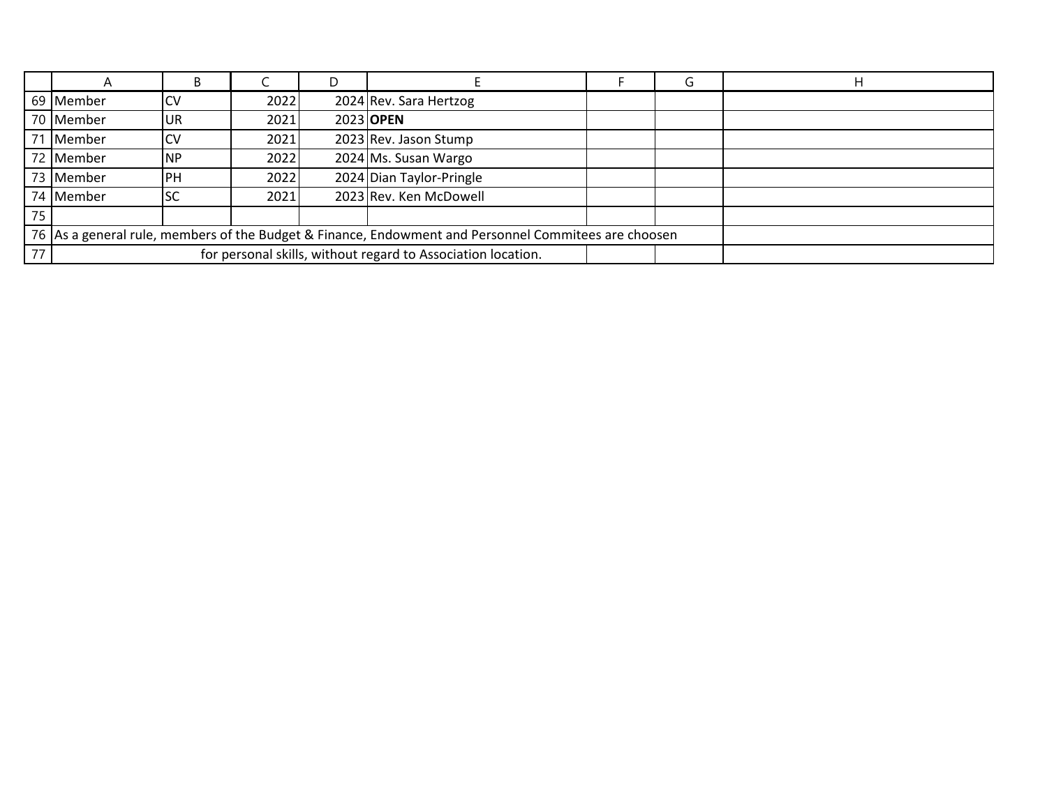| | | | | | | | |
|---|---|---|---|---|---|---|---|
| Member | CV | 2022 | 2024 | Rev. Sara Hertzog | | | |
| Member | UR | 2021 | 2023 | **OPEN** | | | |
| Member | CV | 2021 | 2023 | Rev. Jason Stump | | | |
| Member | NP | 2022 | 2024 | Ms. Susan Wargo | | | |
| Member | PH | 2022 | 2024 | Dian Taylor-Pringle | | | |
| Member | SC | 2021 | 2023 | Rev. Ken McDowell | | | |

As a general rule, members of the Budget & Finance, Endowment and Personnel Commitees are choosen for personal skills, without regard to Association location.